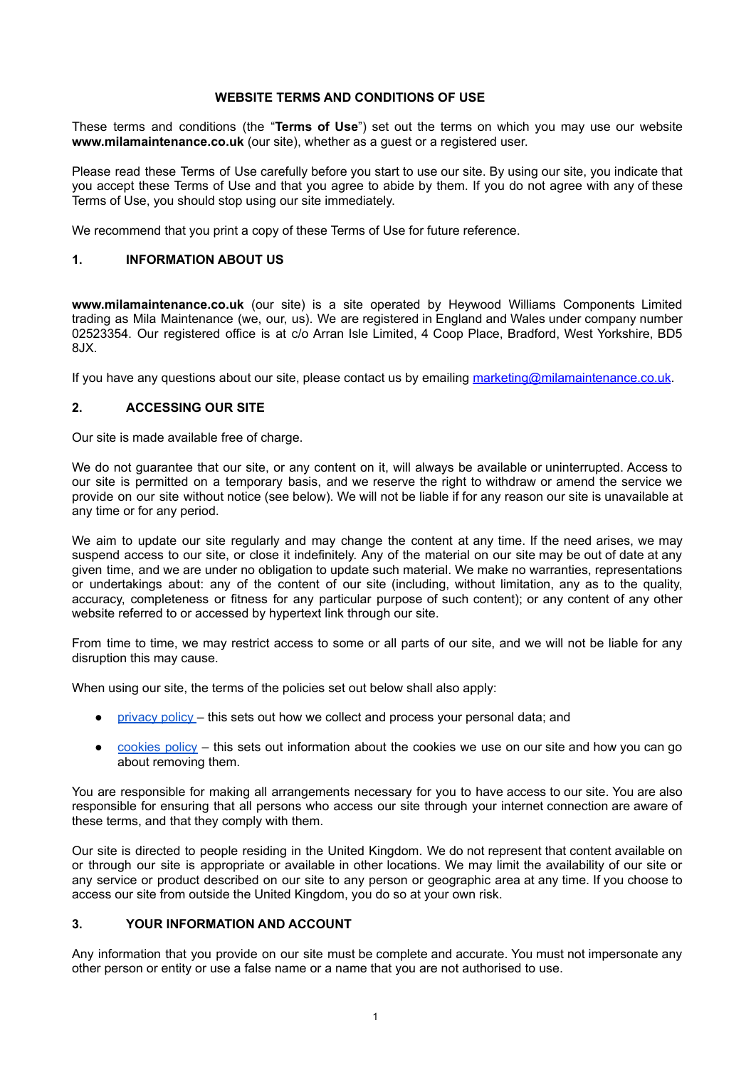# WEBSITE TERMS AND CONDITIONS OF USE

These terms and conditions (the "**Terms of Use**") set out the terms on which you may use our website **www.milamaintenance.co.uk** (our site), whether as a guest or a registered user.

Please read these Terms of Use carefully before you start to use our site. By using our site, you indicate that you accept these Terms of Use and that you agree to abide by them. If you do not agree with any of these Terms of Use, you should stop using our site immediately.

We recommend that you print a copy of these Terms of Use for future reference.

## 1. INFORMATION ABOUT US

**www.milamaintenance.co.uk** (our site) is a site operated by Heywood Williams Components Limited trading as Mila Maintenance (we, our, us). We are registered in England and Wales under company number 02523354. Our registered office is at c/o Arran Isle Limited, 4 Coop Place, Bradford, West Yorkshire, BD5 8JX.

If you have any questions about our site, please contact us by emailing [marketing@milamaintenance.co.uk](mailto:marketing@milamaintenance.co.uk).

## 2. ACCESSING OUR SITE

Our site is made available free of charge.

We do not guarantee that our site, or any content on it, will always be available or uninterrupted. Access to our site is permitted on a temporary basis, and we reserve the right to withdraw or amend the service we provide on our site without notice (see below). We will not be liable if for any reason our site is unavailable at any time or for any period.

We aim to update our site regularly and may change the content at any time. If the need arises, we may suspend access to our site, or close it indefinitely. Any of the material on our site may be out of date at any given time, and we are under no obligation to update such material. We make no warranties, representations or undertakings about: any of the content of our site (including, without limitation, any as to the quality, accuracy, completeness or fitness for any particular purpose of such content); or any content of any other website referred to or accessed by hypertext link through our site.

From time to time, we may restrict access to some or all parts of our site, and we will not be liable for any disruption this may cause.

When using our site, the terms of the policies set out below shall also apply:

- privacy policy – this sets out how we collect and process your personal data; and
- cookies policy – this sets out information about the cookies we use on our site and how you can go about removing them.

You are responsible for making all arrangements necessary for you to have access to our site. You are also responsible for ensuring that all persons who access our site through your internet connection are aware of these terms, and that they comply with them.

Our site is directed to people residing in the United Kingdom. We do not represent that content available on or through our site is appropriate or available in other locations. We may limit the availability of our site or any service or product described on our site to any person or geographic area at any time. If you choose to access our site from outside the United Kingdom, you do so at your own risk.

## 3. YOUR INFORMATION AND ACCOUNT

Any information that you provide on our site must be complete and accurate. You must not impersonate any other person or entity or use a false name or a name that you are not authorised to use.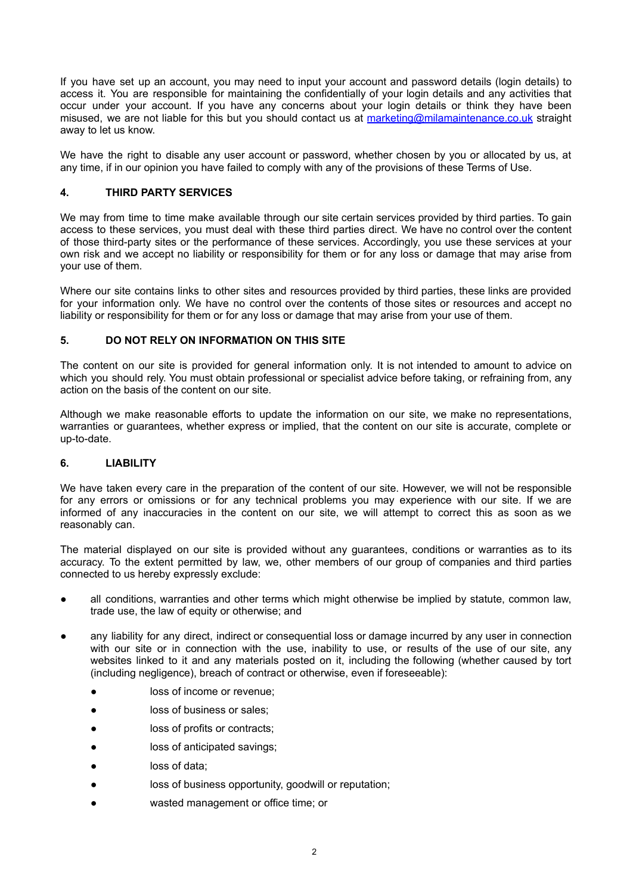If you have set up an account, you may need to input your account and password details (login details) to access it. You are responsible for maintaining the confidentially of your login details and any activities that occur under your account. If you have any concerns about your login details or think they have been misused, we are not liable for this but you should contact us at [marketing@milamaintenance.co.uk](mailto:marketing@milamaintenance.co.uk) straight away to let us know.

We have the right to disable any user account or password, whether chosen by you or allocated by us, at any time, if in our opinion you have failed to comply with any of the provisions of these Terms of Use.

## 4. THIRD PARTY SERVICES

We may from time to time make available through our site certain services provided by third parties. To gain access to these services, you must deal with these third parties direct. We have no control over the content of those third-party sites or the performance of these services. Accordingly, you use these services at your own risk and we accept no liability or responsibility for them or for any loss or damage that may arise from your use of them.

Where our site contains links to other sites and resources provided by third parties, these links are provided for your information only. We have no control over the contents of those sites or resources and accept no liability or responsibility for them or for any loss or damage that may arise from your use of them.

## 5. DO NOT RELY ON INFORMATION ON THIS SITE

The content on our site is provided for general information only. It is not intended to amount to advice on which you should rely. You must obtain professional or specialist advice before taking, or refraining from, any action on the basis of the content on our site.

Although we make reasonable efforts to update the information on our site, we make no representations, warranties or guarantees, whether express or implied, that the content on our site is accurate, complete or up-to-date.

## 6. LIABILITY

We have taken every care in the preparation of the content of our site. However, we will not be responsible for any errors or omissions or for any technical problems you may experience with our site. If we are informed of any inaccuracies in the content on our site, we will attempt to correct this as soon as we reasonably can.

The material displayed on our site is provided without any guarantees, conditions or warranties as to its accuracy. To the extent permitted by law, we, other members of our group of companies and third parties connected to us hereby expressly exclude:

- all conditions, warranties and other terms which might otherwise be implied by statute, common law, trade use, the law of equity or otherwise; and
- any liability for any direct, indirect or consequential loss or damage incurred by any user in connection with our site or in connection with the use, inability to use, or results of the use of our site, any websites linked to it and any materials posted on it, including the following (whether caused by tort (including negligence), breach of contract or otherwise, even if foreseeable):
  - loss of income or revenue;
  - loss of business or sales;
  - loss of profits or contracts;
  - loss of anticipated savings;
  - loss of data;
  - loss of business opportunity, goodwill or reputation;
  - wasted management or office time; or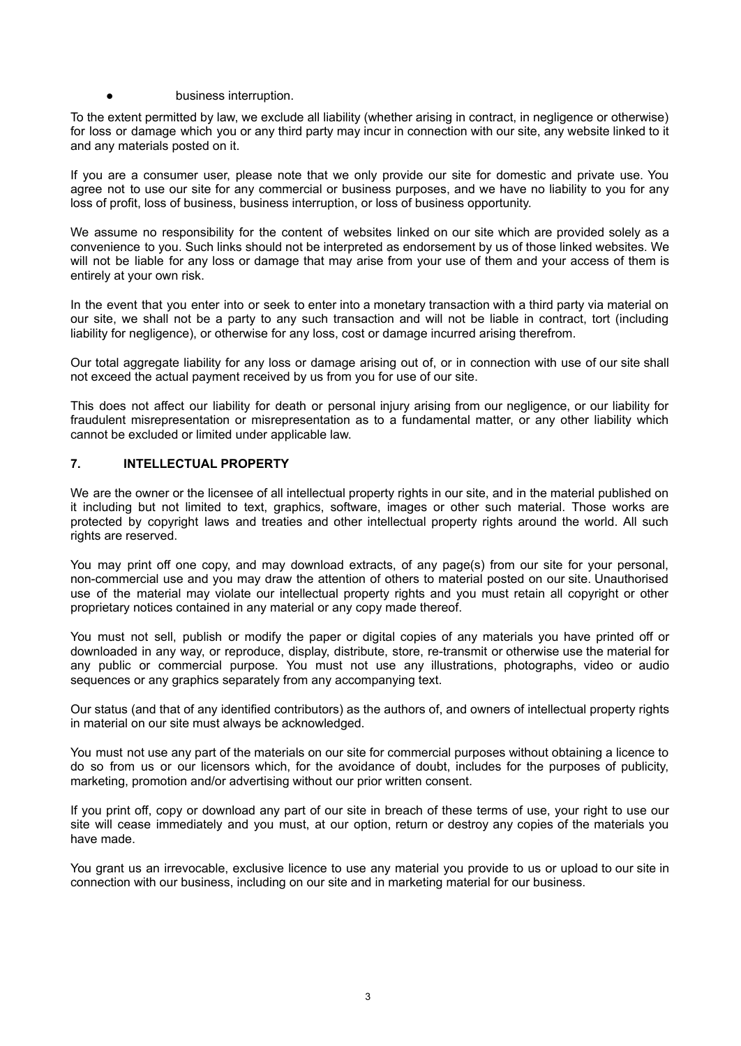- business interruption.

To the extent permitted by law, we exclude all liability (whether arising in contract, in negligence or otherwise) for loss or damage which you or any third party may incur in connection with our site, any website linked to it and any materials posted on it.

If you are a consumer user, please note that we only provide our site for domestic and private use. You agree not to use our site for any commercial or business purposes, and we have no liability to you for any loss of profit, loss of business, business interruption, or loss of business opportunity.

We assume no responsibility for the content of websites linked on our site which are provided solely as a convenience to you. Such links should not be interpreted as endorsement by us of those linked websites. We will not be liable for any loss or damage that may arise from your use of them and your access of them is entirely at your own risk.

In the event that you enter into or seek to enter into a monetary transaction with a third party via material on our site, we shall not be a party to any such transaction and will not be liable in contract, tort (including liability for negligence), or otherwise for any loss, cost or damage incurred arising therefrom.

Our total aggregate liability for any loss or damage arising out of, or in connection with use of our site shall not exceed the actual payment received by us from you for use of our site.

This does not affect our liability for death or personal injury arising from our negligence, or our liability for fraudulent misrepresentation or misrepresentation as to a fundamental matter, or any other liability which cannot be excluded or limited under applicable law.

## 7. INTELLECTUAL PROPERTY

We are the owner or the licensee of all intellectual property rights in our site, and in the material published on it including but not limited to text, graphics, software, images or other such material. Those works are protected by copyright laws and treaties and other intellectual property rights around the world. All such rights are reserved.

You may print off one copy, and may download extracts, of any page(s) from our site for your personal, non-commercial use and you may draw the attention of others to material posted on our site. Unauthorised use of the material may violate our intellectual property rights and you must retain all copyright or other proprietary notices contained in any material or any copy made thereof.

You must not sell, publish or modify the paper or digital copies of any materials you have printed off or downloaded in any way, or reproduce, display, distribute, store, re-transmit or otherwise use the material for any public or commercial purpose. You must not use any illustrations, photographs, video or audio sequences or any graphics separately from any accompanying text.

Our status (and that of any identified contributors) as the authors of, and owners of intellectual property rights in material on our site must always be acknowledged.

You must not use any part of the materials on our site for commercial purposes without obtaining a licence to do so from us or our licensors which, for the avoidance of doubt, includes for the purposes of publicity, marketing, promotion and/or advertising without our prior written consent.

If you print off, copy or download any part of our site in breach of these terms of use, your right to use our site will cease immediately and you must, at our option, return or destroy any copies of the materials you have made.

You grant us an irrevocable, exclusive licence to use any material you provide to us or upload to our site in connection with our business, including on our site and in marketing material for our business.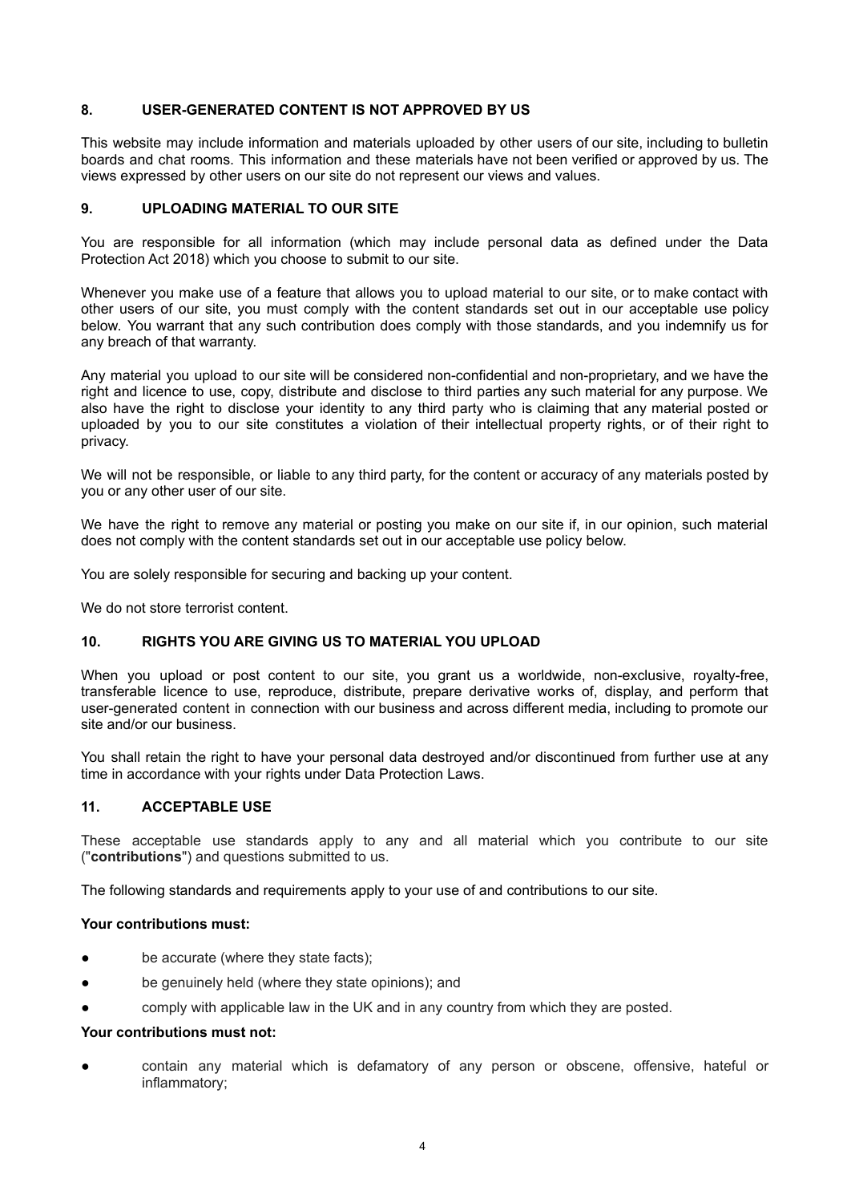## 8. USER-GENERATED CONTENT IS NOT APPROVED BY US

This website may include information and materials uploaded by other users of our site, including to bulletin boards and chat rooms. This information and these materials have not been verified or approved by us. The views expressed by other users on our site do not represent our views and values.

## 9. UPLOADING MATERIAL TO OUR SITE

You are responsible for all information (which may include personal data as defined under the Data Protection Act 2018) which you choose to submit to our site.

Whenever you make use of a feature that allows you to upload material to our site, or to make contact with other users of our site, you must comply with the content standards set out in our acceptable use policy below. You warrant that any such contribution does comply with those standards, and you indemnify us for any breach of that warranty.

Any material you upload to our site will be considered non-confidential and non-proprietary, and we have the right and licence to use, copy, distribute and disclose to third parties any such material for any purpose. We also have the right to disclose your identity to any third party who is claiming that any material posted or uploaded by you to our site constitutes a violation of their intellectual property rights, or of their right to privacy.

We will not be responsible, or liable to any third party, for the content or accuracy of any materials posted by you or any other user of our site.

We have the right to remove any material or posting you make on our site if, in our opinion, such material does not comply with the content standards set out in our acceptable use policy below.

You are solely responsible for securing and backing up your content.

We do not store terrorist content.

## 10. RIGHTS YOU ARE GIVING US TO MATERIAL YOU UPLOAD

When you upload or post content to our site, you grant us a worldwide, non-exclusive, royalty-free, transferable licence to use, reproduce, distribute, prepare derivative works of, display, and perform that user-generated content in connection with our business and across different media, including to promote our site and/or our business.

You shall retain the right to have your personal data destroyed and/or discontinued from further use at any time in accordance with your rights under Data Protection Laws.

## 11. ACCEPTABLE USE

These acceptable use standards apply to any and all material which you contribute to our site ("**contributions**") and questions submitted to us.

The following standards and requirements apply to your use of and contributions to our site.

**Your contributions must:**

- be accurate (where they state facts);
- be genuinely held (where they state opinions); and
- comply with applicable law in the UK and in any country from which they are posted.

**Your contributions must not:**

- contain any material which is defamatory of any person or obscene, offensive, hateful or inflammatory;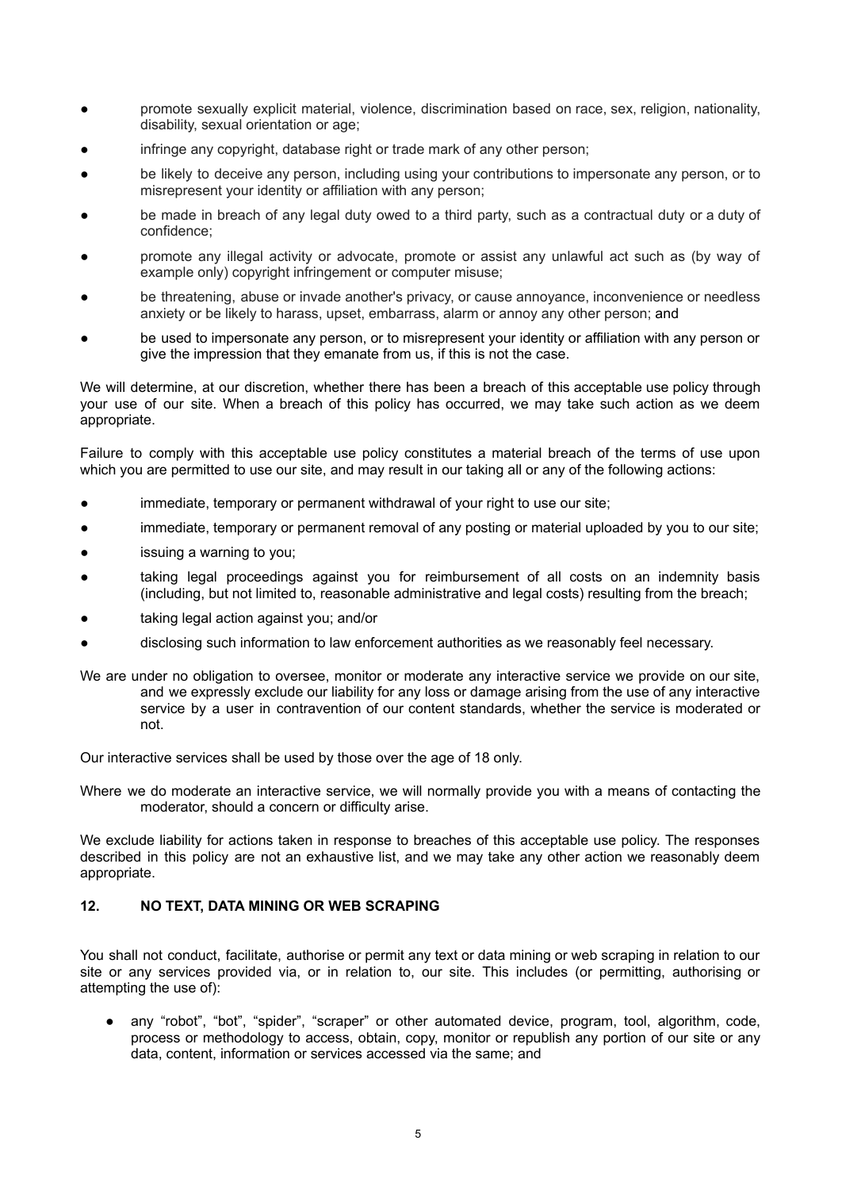- promote sexually explicit material, violence, discrimination based on race, sex, religion, nationality, disability, sexual orientation or age;
- infringe any copyright, database right or trade mark of any other person;
- be likely to deceive any person, including using your contributions to impersonate any person, or to misrepresent your identity or affiliation with any person;
- be made in breach of any legal duty owed to a third party, such as a contractual duty or a duty of confidence;
- promote any illegal activity or advocate, promote or assist any unlawful act such as (by way of example only) copyright infringement or computer misuse;
- be threatening, abuse or invade another's privacy, or cause annoyance, inconvenience or needless anxiety or be likely to harass, upset, embarrass, alarm or annoy any other person; and
- be used to impersonate any person, or to misrepresent your identity or affiliation with any person or give the impression that they emanate from us, if this is not the case.

We will determine, at our discretion, whether there has been a breach of this acceptable use policy through your use of our site. When a breach of this policy has occurred, we may take such action as we deem appropriate.

Failure to comply with this acceptable use policy constitutes a material breach of the terms of use upon which you are permitted to use our site, and may result in our taking all or any of the following actions:

- immediate, temporary or permanent withdrawal of your right to use our site;
- immediate, temporary or permanent removal of any posting or material uploaded by you to our site;
- issuing a warning to you;
- taking legal proceedings against you for reimbursement of all costs on an indemnity basis (including, but not limited to, reasonable administrative and legal costs) resulting from the breach;
- taking legal action against you; and/or
- disclosing such information to law enforcement authorities as we reasonably feel necessary.

We are under no obligation to oversee, monitor or moderate any interactive service we provide on our site, and we expressly exclude our liability for any loss or damage arising from the use of any interactive service by a user in contravention of our content standards, whether the service is moderated or not.

Our interactive services shall be used by those over the age of 18 only.

Where we do moderate an interactive service, we will normally provide you with a means of contacting the moderator, should a concern or difficulty arise.

We exclude liability for actions taken in response to breaches of this acceptable use policy. The responses described in this policy are not an exhaustive list, and we may take any other action we reasonably deem appropriate.

## 12. NO TEXT, DATA MINING OR WEB SCRAPING

You shall not conduct, facilitate, authorise or permit any text or data mining or web scraping in relation to our site or any services provided via, or in relation to, our site. This includes (or permitting, authorising or attempting the use of):

- any "robot", "bot", "spider", "scraper" or other automated device, program, tool, algorithm, code, process or methodology to access, obtain, copy, monitor or republish any portion of our site or any data, content, information or services accessed via the same; and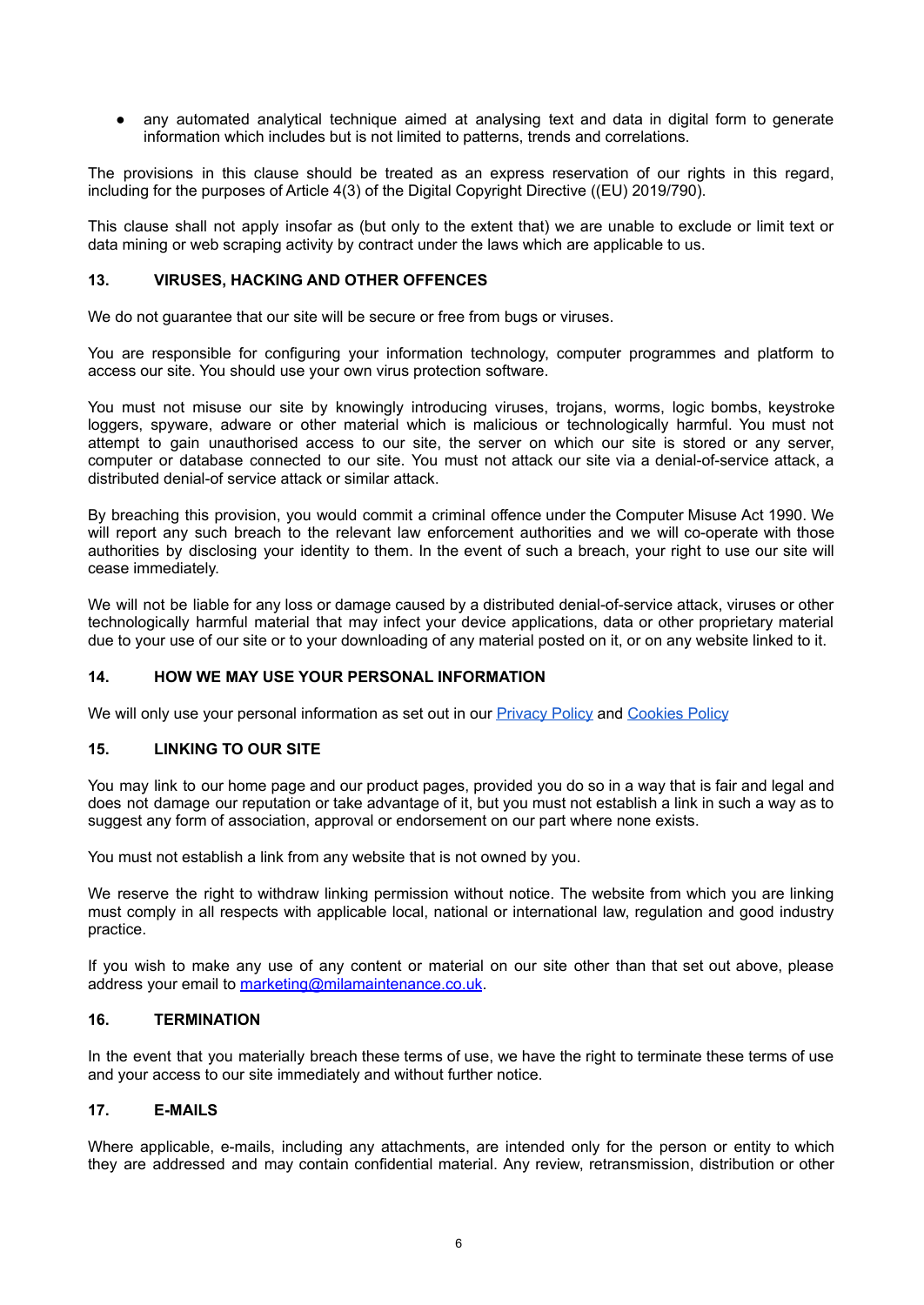- any automated analytical technique aimed at analysing text and data in digital form to generate information which includes but is not limited to patterns, trends and correlations.

The provisions in this clause should be treated as an express reservation of our rights in this regard, including for the purposes of Article 4(3) of the Digital Copyright Directive ((EU) 2019/790).

This clause shall not apply insofar as (but only to the extent that) we are unable to exclude or limit text or data mining or web scraping activity by contract under the laws which are applicable to us.

## 13. VIRUSES, HACKING AND OTHER OFFENCES

We do not guarantee that our site will be secure or free from bugs or viruses.

You are responsible for configuring your information technology, computer programmes and platform to access our site. You should use your own virus protection software.

You must not misuse our site by knowingly introducing viruses, trojans, worms, logic bombs, keystroke loggers, spyware, adware or other material which is malicious or technologically harmful. You must not attempt to gain unauthorised access to our site, the server on which our site is stored or any server, computer or database connected to our site. You must not attack our site via a denial-of-service attack, a distributed denial-of service attack or similar attack.

By breaching this provision, you would commit a criminal offence under the Computer Misuse Act 1990. We will report any such breach to the relevant law enforcement authorities and we will co-operate with those authorities by disclosing your identity to them. In the event of such a breach, your right to use our site will cease immediately.

We will not be liable for any loss or damage caused by a distributed denial-of-service attack, viruses or other technologically harmful material that may infect your device applications, data or other proprietary material due to your use of our site or to your downloading of any material posted on it, or on any website linked to it.

## 14. HOW WE MAY USE YOUR PERSONAL INFORMATION

We will only use your personal information as set out in our Privacy Policy and Cookies Policy

## 15. LINKING TO OUR SITE

You may link to our home page and our product pages, provided you do so in a way that is fair and legal and does not damage our reputation or take advantage of it, but you must not establish a link in such a way as to suggest any form of association, approval or endorsement on our part where none exists.

You must not establish a link from any website that is not owned by you.

We reserve the right to withdraw linking permission without notice. The website from which you are linking must comply in all respects with applicable local, national or international law, regulation and good industry practice.

If you wish to make any use of any content or material on our site other than that set out above, please address your email to marketing@milamaintenance.co.uk.

## 16. TERMINATION

In the event that you materially breach these terms of use, we have the right to terminate these terms of use and your access to our site immediately and without further notice.

## 17. E-MAILS

Where applicable, e-mails, including any attachments, are intended only for the person or entity to which they are addressed and may contain confidential material. Any review, retransmission, distribution or other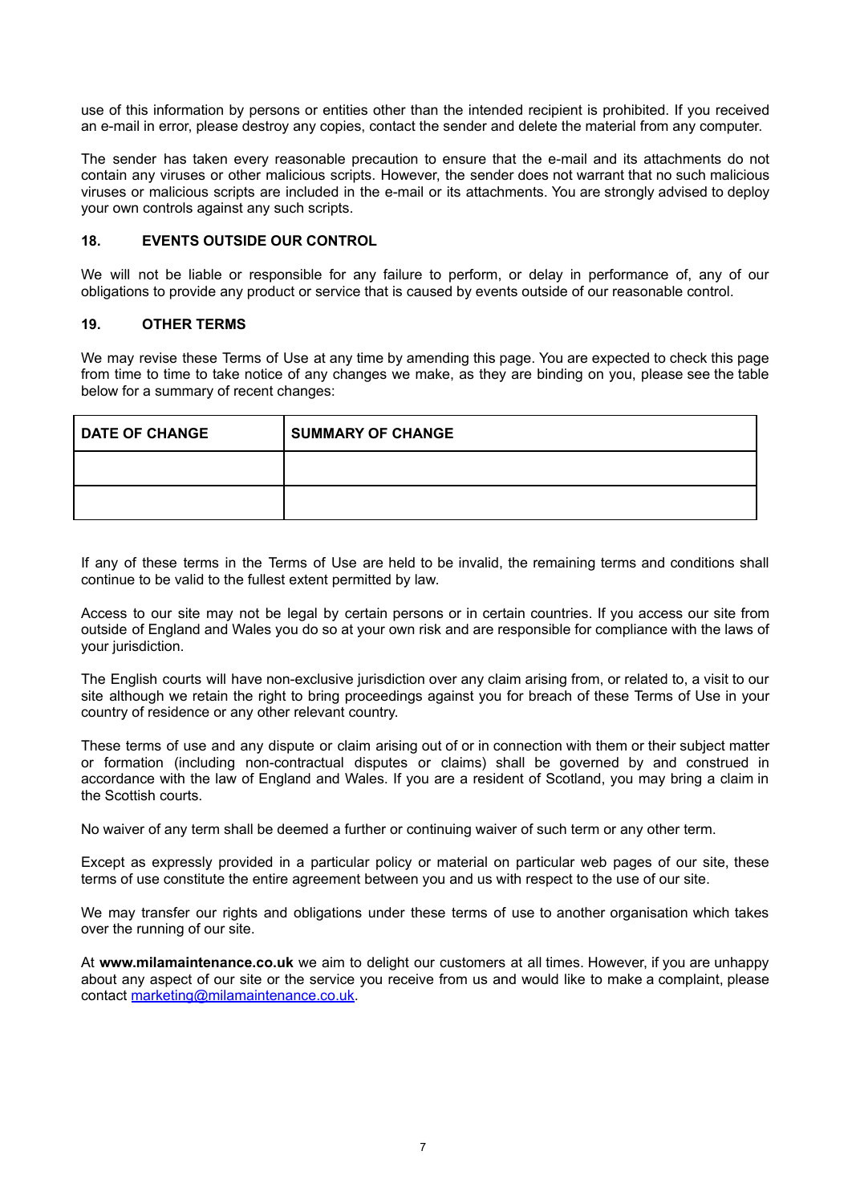use of this information by persons or entities other than the intended recipient is prohibited. If you received an e-mail in error, please destroy any copies, contact the sender and delete the material from any computer.

The sender has taken every reasonable precaution to ensure that the e-mail and its attachments do not contain any viruses or other malicious scripts. However, the sender does not warrant that no such malicious viruses or malicious scripts are included in the e-mail or its attachments. You are strongly advised to deploy your own controls against any such scripts.

## 18. EVENTS OUTSIDE OUR CONTROL

We will not be liable or responsible for any failure to perform, or delay in performance of, any of our obligations to provide any product or service that is caused by events outside of our reasonable control.

## 19. OTHER TERMS

We may revise these Terms of Use at any time by amending this page. You are expected to check this page from time to time to take notice of any changes we make, as they are binding on you, please see the table below for a summary of recent changes:

| DATE OF CHANGE | SUMMARY OF CHANGE |
|---|---|
| | |
| | |

If any of these terms in the Terms of Use are held to be invalid, the remaining terms and conditions shall continue to be valid to the fullest extent permitted by law.

Access to our site may not be legal by certain persons or in certain countries. If you access our site from outside of England and Wales you do so at your own risk and are responsible for compliance with the laws of your jurisdiction.

The English courts will have non-exclusive jurisdiction over any claim arising from, or related to, a visit to our site although we retain the right to bring proceedings against you for breach of these Terms of Use in your country of residence or any other relevant country.

These terms of use and any dispute or claim arising out of or in connection with them or their subject matter or formation (including non-contractual disputes or claims) shall be governed by and construed in accordance with the law of England and Wales. If you are a resident of Scotland, you may bring a claim in the Scottish courts.

No waiver of any term shall be deemed a further or continuing waiver of such term or any other term.

Except as expressly provided in a particular policy or material on particular web pages of our site, these terms of use constitute the entire agreement between you and us with respect to the use of our site.

We may transfer our rights and obligations under these terms of use to another organisation which takes over the running of our site.

At **www.milamaintenance.co.uk** we aim to delight our customers at all times. However, if you are unhappy about any aspect of our site or the service you receive from us and would like to make a complaint, please contact [marketing@milamaintenance.co.uk](mailto:marketing@milamaintenance.co.uk).